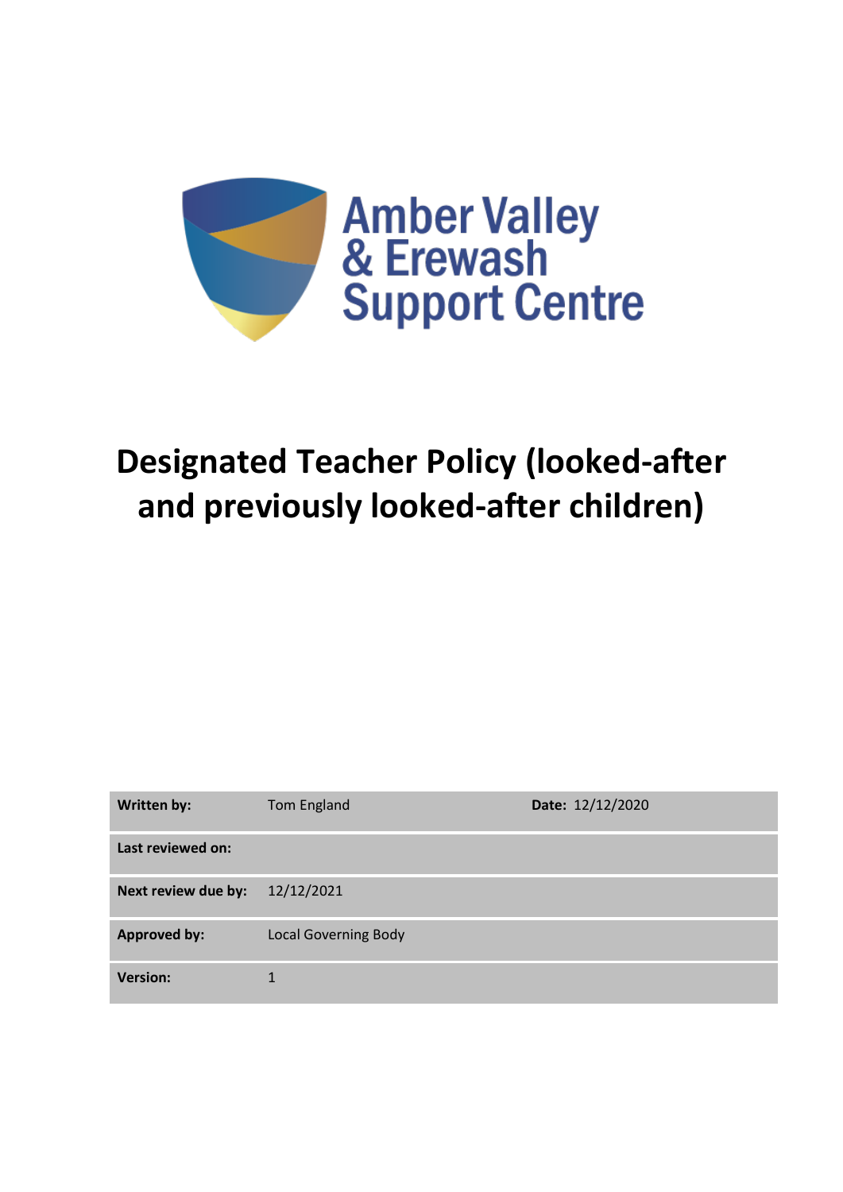Amber Valley
& Erewash
Support Centre

# Designated Teacher Policy (looked-after and previously looked-after children)

| **Written by:** | Tom England | **Date:** 12/12/2020 |
|---|---|---|
| **Last reviewed on:** | | |
| **Next review due by:** | 12/12/2021 | |
| **Approved by:** | Local Governing Body | |
| **Version:** | 1 | |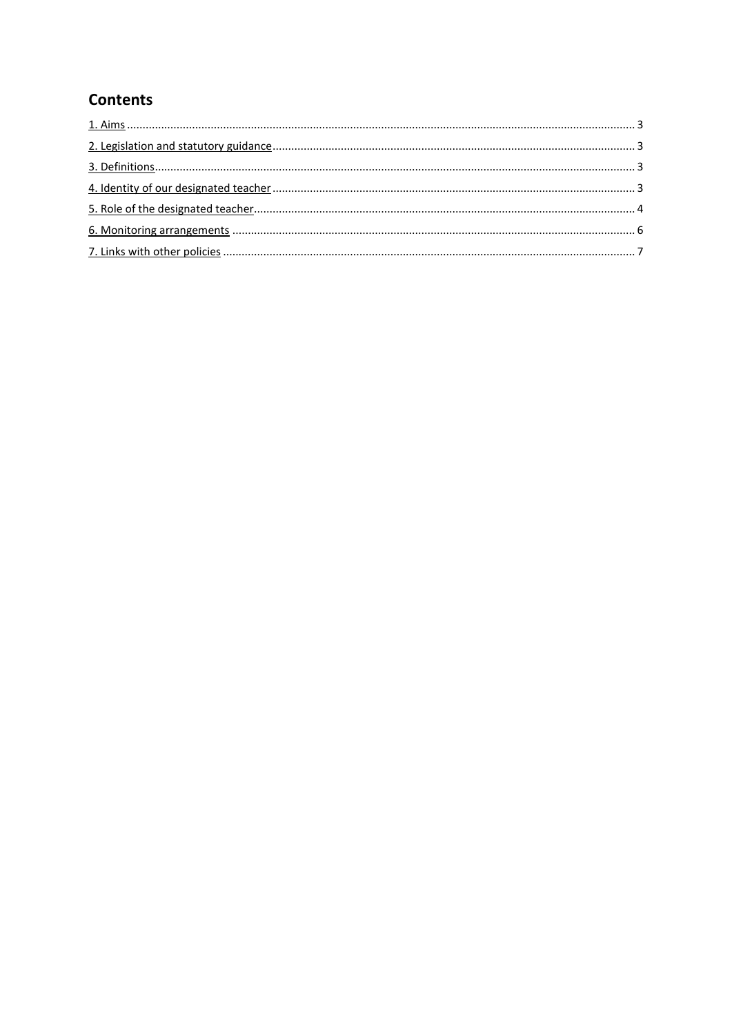## Contents

[1. Aims](#) .......... 3

[2. Legislation and statutory guidance](#) .......... 3

[3. Definitions](#) .......... 3

[4. Identity of our designated teacher](#) .......... 3

[5. Role of the designated teacher](#) .......... 4

[6. Monitoring arrangements](#) .......... 6

[7. Links with other policies](#) .......... 7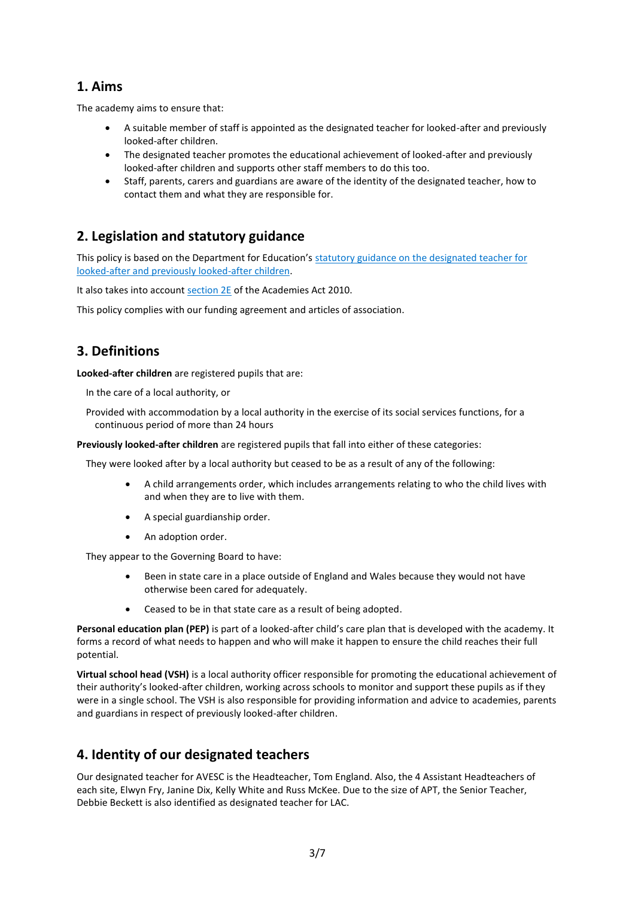## 1. Aims

The academy aims to ensure that:

- A suitable member of staff is appointed as the designated teacher for looked-after and previously looked-after children.
- The designated teacher promotes the educational achievement of looked-after and previously looked-after children and supports other staff members to do this too.
- Staff, parents, carers and guardians are aware of the identity of the designated teacher, how to contact them and what they are responsible for.

## 2. Legislation and statutory guidance

This policy is based on the Department for Education's statutory guidance on the designated teacher for looked-after and previously looked-after children.

It also takes into account section 2E of the Academies Act 2010.

This policy complies with our funding agreement and articles of association.

## 3. Definitions

**Looked-after children** are registered pupils that are:

In the care of a local authority, or

Provided with accommodation by a local authority in the exercise of its social services functions, for a continuous period of more than 24 hours

**Previously looked-after children** are registered pupils that fall into either of these categories:

They were looked after by a local authority but ceased to be as a result of any of the following:

- A child arrangements order, which includes arrangements relating to who the child lives with and when they are to live with them.
- A special guardianship order.
- An adoption order.

They appear to the Governing Board to have:

- Been in state care in a place outside of England and Wales because they would not have otherwise been cared for adequately.
- Ceased to be in that state care as a result of being adopted.

**Personal education plan (PEP)** is part of a looked-after child's care plan that is developed with the academy. It forms a record of what needs to happen and who will make it happen to ensure the child reaches their full potential.

**Virtual school head (VSH)** is a local authority officer responsible for promoting the educational achievement of their authority's looked-after children, working across schools to monitor and support these pupils as if they were in a single school. The VSH is also responsible for providing information and advice to academies, parents and guardians in respect of previously looked-after children.

## 4. Identity of our designated teachers

Our designated teacher for AVESC is the Headteacher, Tom England. Also, the 4 Assistant Headteachers of each site, Elwyn Fry, Janine Dix, Kelly White and Russ McKee. Due to the size of APT, the Senior Teacher, Debbie Beckett is also identified as designated teacher for LAC.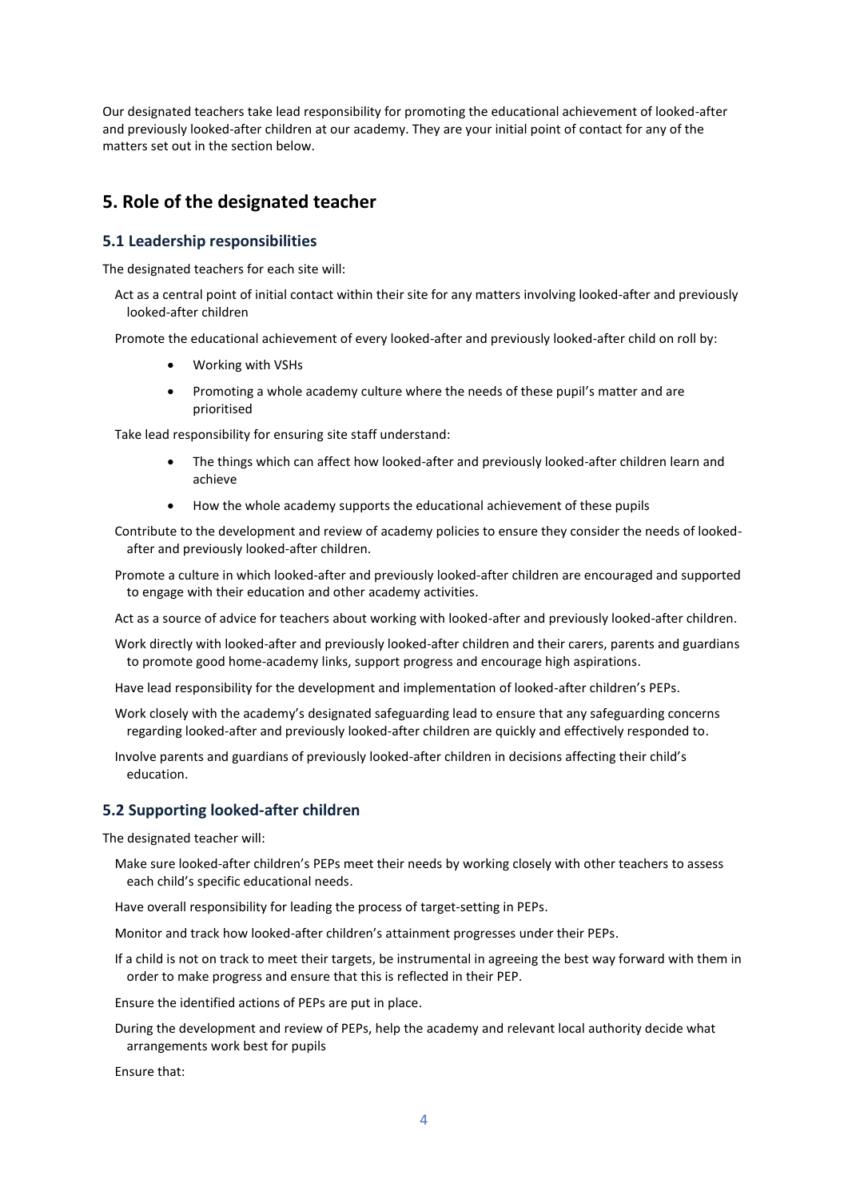Our designated teachers take lead responsibility for promoting the educational achievement of looked-after and previously looked-after children at our academy. They are your initial point of contact for any of the matters set out in the section below.

## 5. Role of the designated teacher

### 5.1 Leadership responsibilities

The designated teachers for each site will:

Act as a central point of initial contact within their site for any matters involving looked-after and previously looked-after children

Promote the educational achievement of every looked-after and previously looked-after child on roll by:

- Working with VSHs
- Promoting a whole academy culture where the needs of these pupil's matter and are prioritised

Take lead responsibility for ensuring site staff understand:

- The things which can affect how looked-after and previously looked-after children learn and achieve
- How the whole academy supports the educational achievement of these pupils

Contribute to the development and review of academy policies to ensure they consider the needs of looked-after and previously looked-after children.

Promote a culture in which looked-after and previously looked-after children are encouraged and supported to engage with their education and other academy activities.

Act as a source of advice for teachers about working with looked-after and previously looked-after children.

Work directly with looked-after and previously looked-after children and their carers, parents and guardians to promote good home-academy links, support progress and encourage high aspirations.

Have lead responsibility for the development and implementation of looked-after children's PEPs.

Work closely with the academy's designated safeguarding lead to ensure that any safeguarding concerns regarding looked-after and previously looked-after children are quickly and effectively responded to.

Involve parents and guardians of previously looked-after children in decisions affecting their child's education.

### 5.2 Supporting looked-after children

The designated teacher will:

Make sure looked-after children's PEPs meet their needs by working closely with other teachers to assess each child's specific educational needs.

Have overall responsibility for leading the process of target-setting in PEPs.

Monitor and track how looked-after children's attainment progresses under their PEPs.

If a child is not on track to meet their targets, be instrumental in agreeing the best way forward with them in order to make progress and ensure that this is reflected in their PEP.

Ensure the identified actions of PEPs are put in place.

During the development and review of PEPs, help the academy and relevant local authority decide what arrangements work best for pupils

Ensure that: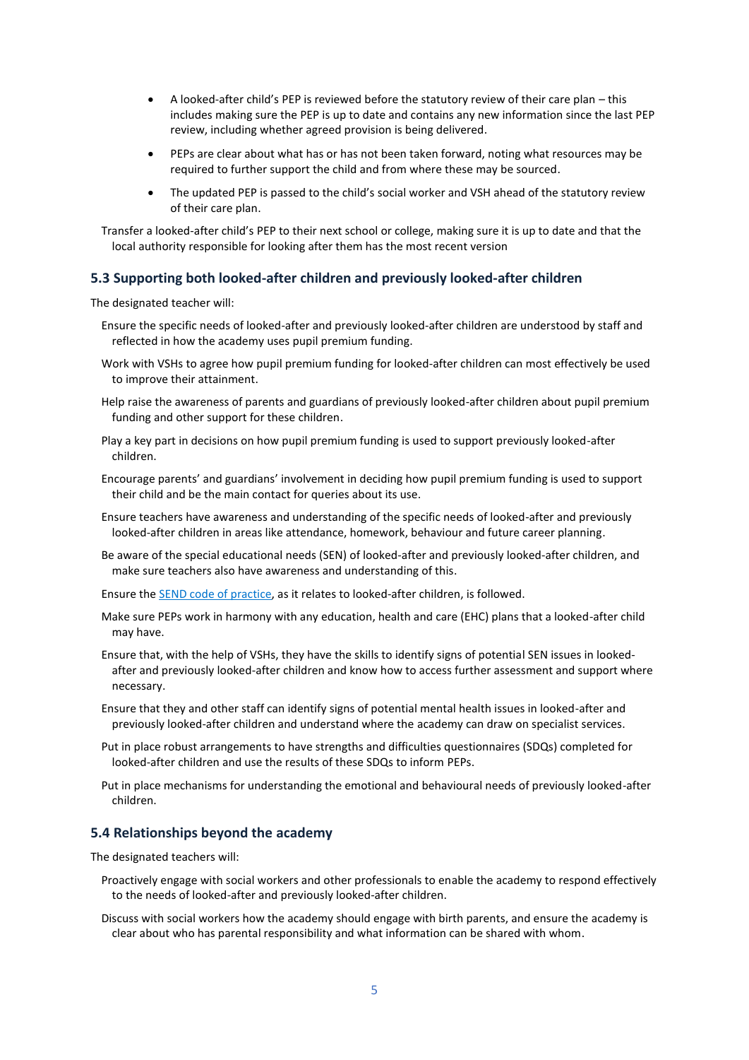- A looked-after child's PEP is reviewed before the statutory review of their care plan – this includes making sure the PEP is up to date and contains any new information since the last PEP review, including whether agreed provision is being delivered.
- PEPs are clear about what has or has not been taken forward, noting what resources may be required to further support the child and from where these may be sourced.
- The updated PEP is passed to the child's social worker and VSH ahead of the statutory review of their care plan.

Transfer a looked-after child's PEP to their next school or college, making sure it is up to date and that the local authority responsible for looking after them has the most recent version

### 5.3 Supporting both looked-after children and previously looked-after children

The designated teacher will:

Ensure the specific needs of looked-after and previously looked-after children are understood by staff and reflected in how the academy uses pupil premium funding.

Work with VSHs to agree how pupil premium funding for looked-after children can most effectively be used to improve their attainment.

Help raise the awareness of parents and guardians of previously looked-after children about pupil premium funding and other support for these children.

Play a key part in decisions on how pupil premium funding is used to support previously looked-after children.

Encourage parents' and guardians' involvement in deciding how pupil premium funding is used to support their child and be the main contact for queries about its use.

Ensure teachers have awareness and understanding of the specific needs of looked-after and previously looked-after children in areas like attendance, homework, behaviour and future career planning.

Be aware of the special educational needs (SEN) of looked-after and previously looked-after children, and make sure teachers also have awareness and understanding of this.

Ensure the SEND code of practice, as it relates to looked-after children, is followed.

Make sure PEPs work in harmony with any education, health and care (EHC) plans that a looked-after child may have.

Ensure that, with the help of VSHs, they have the skills to identify signs of potential SEN issues in looked-after and previously looked-after children and know how to access further assessment and support where necessary.

Ensure that they and other staff can identify signs of potential mental health issues in looked-after and previously looked-after children and understand where the academy can draw on specialist services.

Put in place robust arrangements to have strengths and difficulties questionnaires (SDQs) completed for looked-after children and use the results of these SDQs to inform PEPs.

Put in place mechanisms for understanding the emotional and behavioural needs of previously looked-after children.

### 5.4 Relationships beyond the academy

The designated teachers will:

Proactively engage with social workers and other professionals to enable the academy to respond effectively to the needs of looked-after and previously looked-after children.

Discuss with social workers how the academy should engage with birth parents, and ensure the academy is clear about who has parental responsibility and what information can be shared with whom.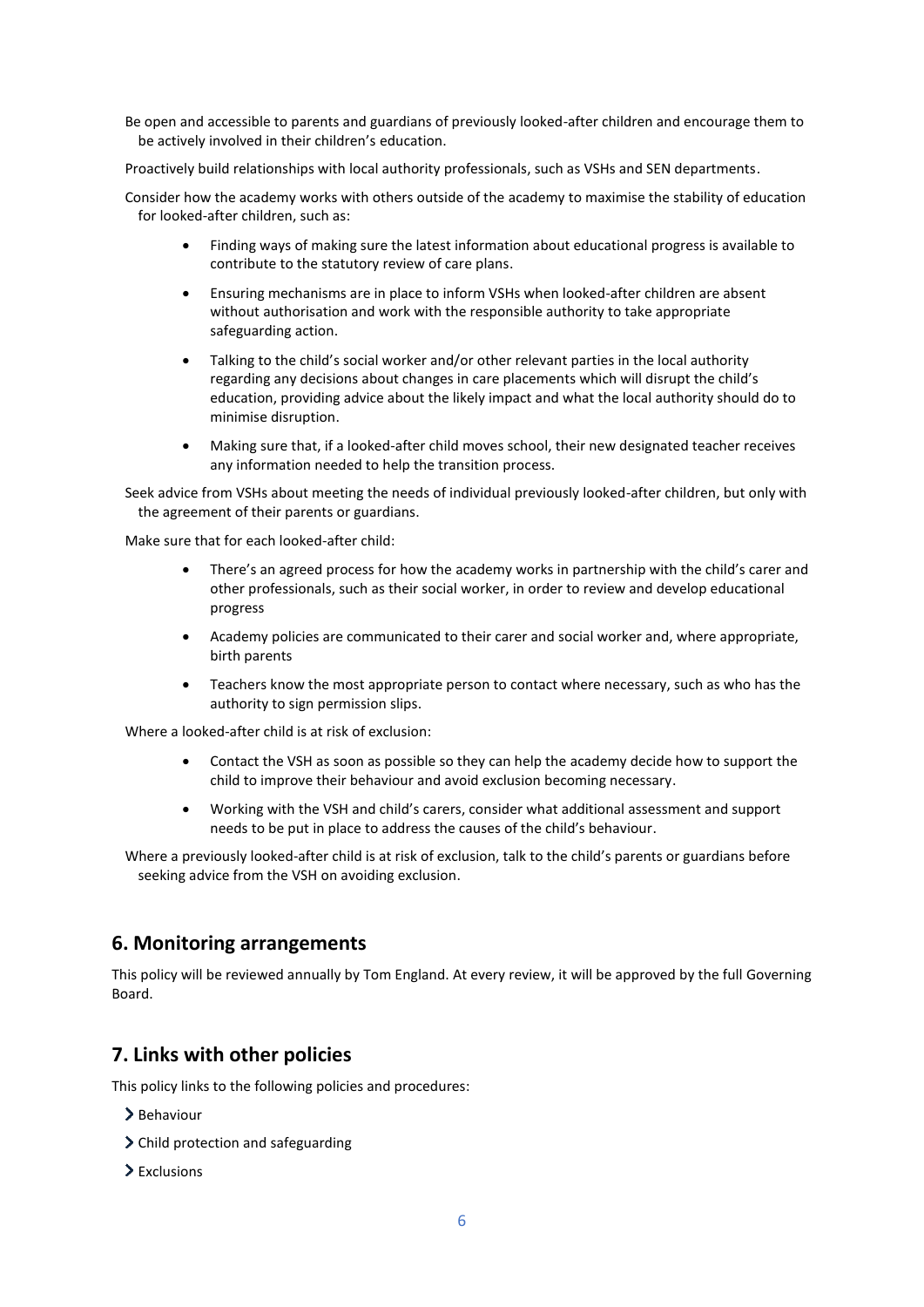Be open and accessible to parents and guardians of previously looked-after children and encourage them to be actively involved in their children's education.

Proactively build relationships with local authority professionals, such as VSHs and SEN departments.

Consider how the academy works with others outside of the academy to maximise the stability of education for looked-after children, such as:

- Finding ways of making sure the latest information about educational progress is available to contribute to the statutory review of care plans.
- Ensuring mechanisms are in place to inform VSHs when looked-after children are absent without authorisation and work with the responsible authority to take appropriate safeguarding action.
- Talking to the child's social worker and/or other relevant parties in the local authority regarding any decisions about changes in care placements which will disrupt the child's education, providing advice about the likely impact and what the local authority should do to minimise disruption.
- Making sure that, if a looked-after child moves school, their new designated teacher receives any information needed to help the transition process.

Seek advice from VSHs about meeting the needs of individual previously looked-after children, but only with the agreement of their parents or guardians.

Make sure that for each looked-after child:

- There's an agreed process for how the academy works in partnership with the child's carer and other professionals, such as their social worker, in order to review and develop educational progress
- Academy policies are communicated to their carer and social worker and, where appropriate, birth parents
- Teachers know the most appropriate person to contact where necessary, such as who has the authority to sign permission slips.

Where a looked-after child is at risk of exclusion:

- Contact the VSH as soon as possible so they can help the academy decide how to support the child to improve their behaviour and avoid exclusion becoming necessary.
- Working with the VSH and child's carers, consider what additional assessment and support needs to be put in place to address the causes of the child's behaviour.

Where a previously looked-after child is at risk of exclusion, talk to the child's parents or guardians before seeking advice from the VSH on avoiding exclusion.

## 6. Monitoring arrangements

This policy will be reviewed annually by Tom England. At every review, it will be approved by the full Governing Board.

## 7. Links with other policies

This policy links to the following policies and procedures:

- Behaviour
- Child protection and safeguarding
- Exclusions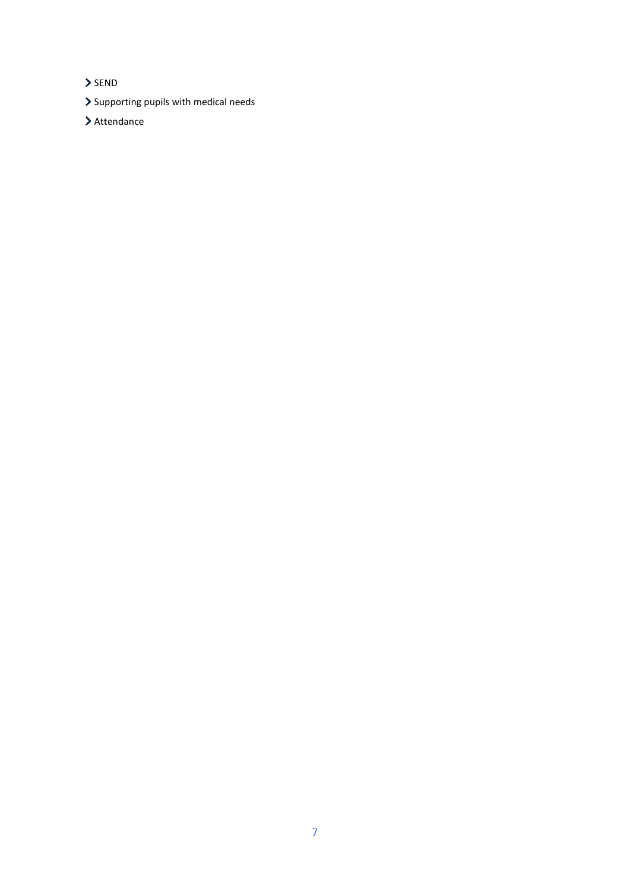- SEND
- Supporting pupils with medical needs
- Attendance